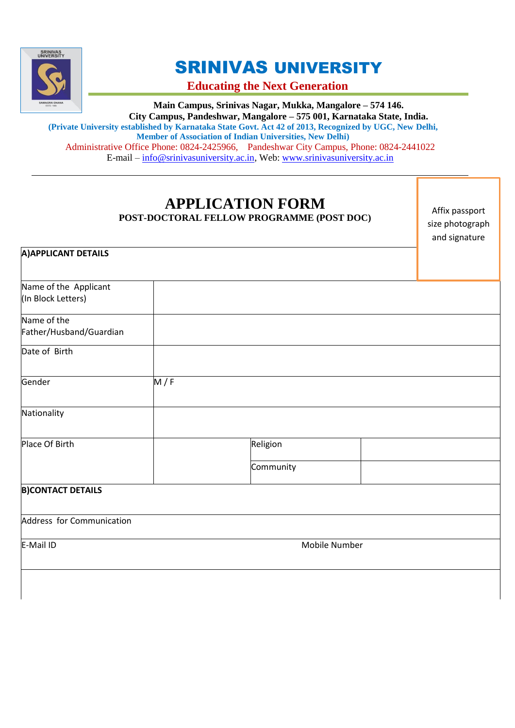# SRINIVAS UNIVERSITY

**Educating the Next Generation**

**Main Campus, Srinivas Nagar, Mukka, Mangalore – 574 146.**
**City Campus, Pandeshwar, Mangalore – 575 001, Karnataka State, India.**
**(Private University established by Karnataka State Govt. Act 42 of 2013, Recognized by UGC, New Delhi, Member of Association of Indian Universities, New Delhi)**
Administrative Office Phone: 0824-2425966, Pandeshwar City Campus, Phone: 0824-2441022
E-mail – info@srinivasuniversity.ac.in, Web: www.srinivasuniversity.ac.in

---

## APPLICATION FORM

**POST-DOCTORAL FELLOW PROGRAMME (POST DOC)**

Affix passport size photograph and signature

| **A)APPLICANT DETAILS** | | | |
|---|---|---|---|
| Name of the Applicant (In Block Letters) | | | |
| Name of the Father/Husband/Guardian | | | |
| Date of Birth | | | |
| Gender | M / F | | |
| Nationality | | | |
| Place Of Birth | | Religion | |
| | | Community | |
| **B)CONTACT DETAILS** | | | |
| Address for Communication | | | |
| E-Mail ID | | Mobile Number | |
| | | | |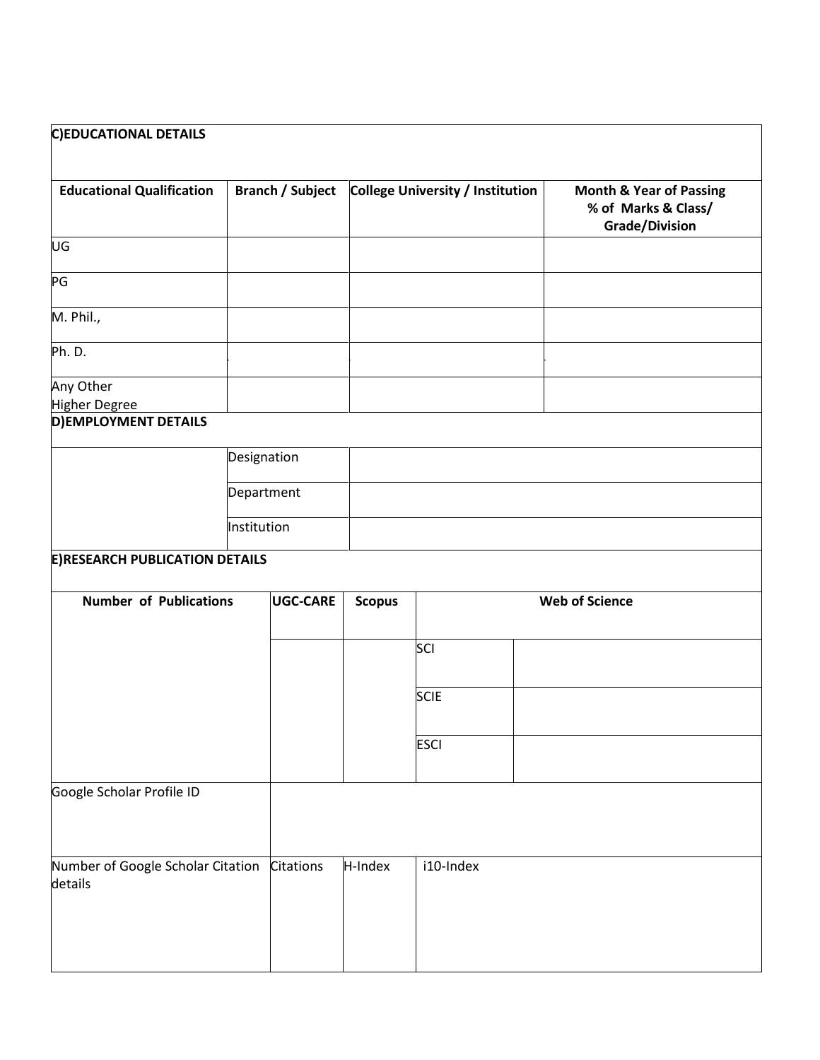## C)EDUCATIONAL DETAILS

| Educational Qualification | Branch / Subject | College University / Institution | Month & Year of Passing % of Marks & Class/ Grade/Division |
|---|---|---|---|
| UG | | | |
| PG | | | |
| M. Phil., | | | |
| Ph. D. | | | |
| Any Other Higher Degree | | | |

## D)EMPLOYMENT DETAILS

| | | |
|---|---|---|
| | Designation | |
| | Department | |
| | Institution | |

## E)RESEARCH PUBLICATION DETAILS

| Number of Publications | UGC-CARE | Scopus | Web of Science | |
|---|---|---|---|---|
| | | | SCI | |
| | | | SCIE | |
| | | | ESCI | |

| | | | |
|---|---|---|---|
| Google Scholar Profile ID | | | |
| Number of Google Scholar Citation details | Citations | H-Index | i10-Index |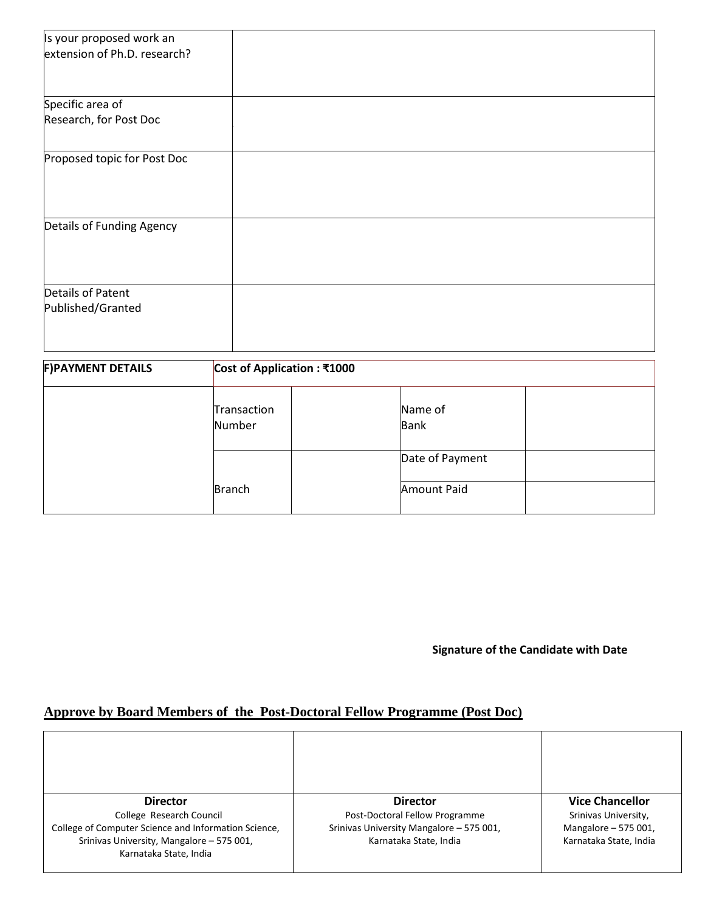| Is your proposed work an extension of Ph.D. research? | |
|---|---|
| Specific area of Research, for Post Doc | |
| Proposed topic for Post Doc | |
| Details of Funding Agency | |
| Details of Patent Published/Granted | |

| **F)PAYMENT DETAILS** | **Cost of Application : ₹1000** | | | |
|---|---|---|---|---|
| | Transaction Number | | Name of Bank | |
| | Branch | | Date of Payment | |
| | | | Amount Paid | |

**Signature of the Candidate with Date**

## Approve by Board Members of the Post-Doctoral Fellow Programme (Post Doc)

| | | |
|---|---|---|
| **Director**<br>College Research Council<br>College of Computer Science and Information Science,<br>Srinivas University, Mangalore – 575 001,<br>Karnataka State, India | **Director**<br>Post-Doctoral Fellow Programme<br>Srinivas University Mangalore – 575 001,<br>Karnataka State, India | **Vice Chancellor**<br>Srinivas University,<br>Mangalore – 575 001,<br>Karnataka State, India |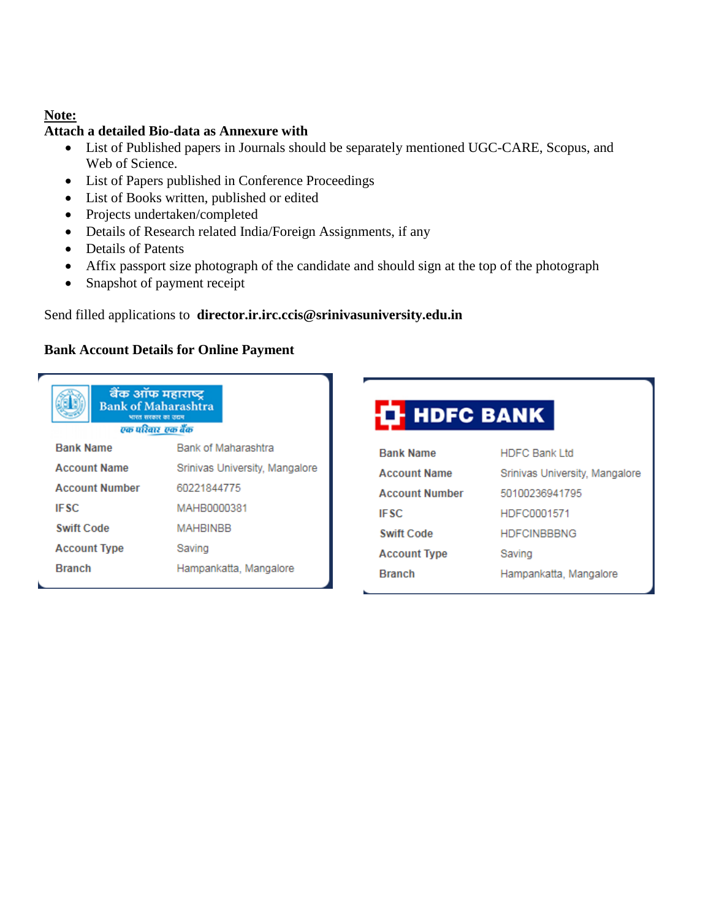**<u>Note:</u>**

**Attach a detailed Bio-data as Annexure with**

- List of Published papers in Journals should be separately mentioned UGC-CARE, Scopus, and Web of Science.
- List of Papers published in Conference Proceedings
- List of Books written, published or edited
- Projects undertaken/completed
- Details of Research related India/Foreign Assignments, if any
- Details of Patents
- Affix passport size photograph of the candidate and should sign at the top of the photograph
- Snapshot of payment receipt

Send filled applications to **director.ir.irc.ccis@srinivasuniversity.edu.in**

**Bank Account Details for Online Payment**

बैंक ऑफ महाराष्ट्र
Bank of Maharashtra
भारत सरकार का उद्यम
एक परिवार एक बैंक

| | |
|---|---|
| Bank Name | Bank of Maharashtra |
| Account Name | Srinivas University, Mangalore |
| Account Number | 60221844775 |
| IFSC | MAHB0000381 |
| Swift Code | MAHBINBB |
| Account Type | Saving |
| Branch | Hampankatta, Mangalore |

HDFC BANK

| | |
|---|---|
| Bank Name | HDFC Bank Ltd |
| Account Name | Srinivas University, Mangalore |
| Account Number | 50100236941795 |
| IFSC | HDFC0001571 |
| Swift Code | HDFCINBBBNG |
| Account Type | Saving |
| Branch | Hampankatta, Mangalore |